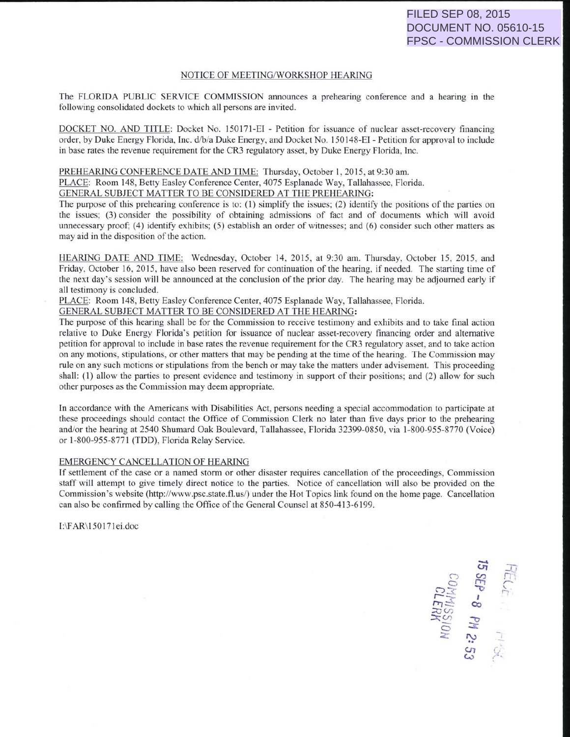FILED SEP 08, 2015
DOCUMENT NO. 05610-15
FPSC - COMMISSION CLERK

# NOTICE OF MEETING/WORKSHOP HEARING

The FLORIDA PUBLIC SERVICE COMMISSION announces a prehearing conference and a hearing in the following consolidated dockets to which all persons are invited.

DOCKET NO. AND TITLE: Docket No. 150171-EI - Petition for issuance of nuclear asset-recovery financing order, by Duke Energy Florida, Inc. d/b/a Duke Energy, and Docket No. 150148-EI - Petition for approval to include in base rates the revenue requirement for the CR3 regulatory asset, by Duke Energy Florida, Inc.

PREHEARING CONFERENCE DATE AND TIME: Thursday, October 1, 2015, at 9:30 am.
PLACE: Room 148, Betty Easley Conference Center, 4075 Esplanade Way, Tallahassee, Florida.
GENERAL SUBJECT MATTER TO BE CONSIDERED AT THE PREHEARING:
The purpose of this prehearing conference is to: (1) simplify the issues; (2) identify the positions of the parties on the issues; (3) consider the possibility of obtaining admissions of fact and of documents which will avoid unnecessary proof; (4) identify exhibits; (5) establish an order of witnesses; and (6) consider such other matters as may aid in the disposition of the action.

HEARING DATE AND TIME: Wednesday, October 14, 2015, at 9:30 am. Thursday, October 15, 2015, and Friday, October 16, 2015, have also been reserved for continuation of the hearing, if needed. The starting time of the next day's session will be announced at the conclusion of the prior day. The hearing may be adjourned early if all testimony is concluded.
PLACE: Room 148, Betty Easley Conference Center, 4075 Esplanade Way, Tallahassee, Florida.
GENERAL SUBJECT MATTER TO BE CONSIDERED AT THE HEARING:
The purpose of this hearing shall be for the Commission to receive testimony and exhibits and to take final action relative to Duke Energy Florida's petition for issuance of nuclear asset-recovery financing order and alternative petition for approval to include in base rates the revenue requirement for the CR3 regulatory asset, and to take action on any motions, stipulations, or other matters that may be pending at the time of the hearing. The Commission may rule on any such motions or stipulations from the bench or may take the matters under advisement. This proceeding shall: (1) allow the parties to present evidence and testimony in support of their positions; and (2) allow for such other purposes as the Commission may deem appropriate.

In accordance with the Americans with Disabilities Act, persons needing a special accommodation to participate at these proceedings should contact the Office of Commission Clerk no later than five days prior to the prehearing and/or the hearing at 2540 Shumard Oak Boulevard, Tallahassee, Florida 32399-0850, via 1-800-955-8770 (Voice) or 1-800-955-8771 (TDD), Florida Relay Service.

EMERGENCY CANCELLATION OF HEARING
If settlement of the case or a named storm or other disaster requires cancellation of the proceedings, Commission staff will attempt to give timely direct notice to the parties. Notice of cancellation will also be provided on the Commission's website (http://www.psc.state.fl.us/) under the Hot Topics link found on the home page. Cancellation can also be confirmed by calling the Office of the General Counsel at 850-413-6199.

I:\FAR\150171ei.doc

RECEIVED-FPSC
15 SEP -8 PM 2:53
COMMISSION CLERK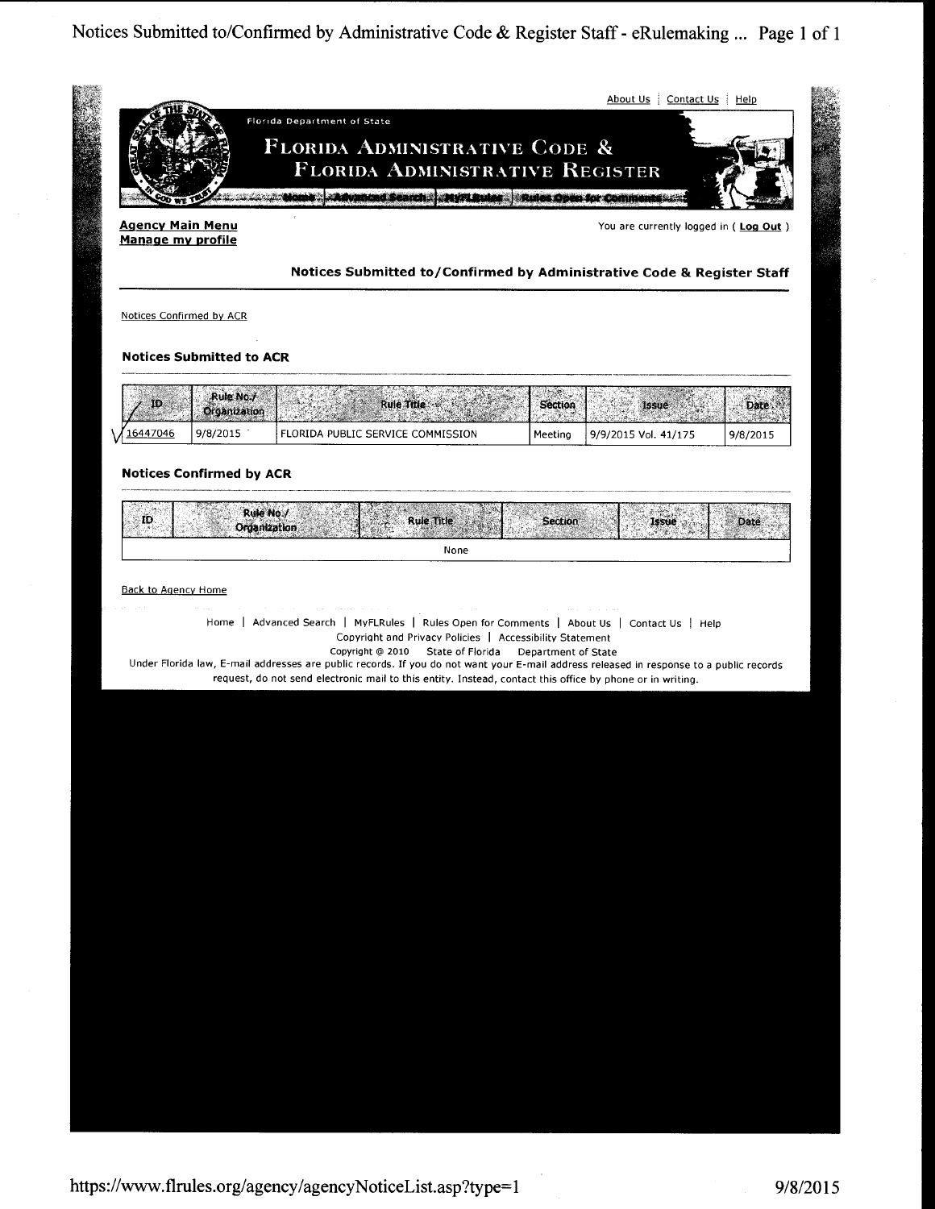About Us | Contact Us | Help

Florida Department of State

# FLORIDA ADMINISTRATIVE CODE & FLORIDA ADMINISTRATIVE REGISTER

Home | Advanced Search | MyFLRules | Rules Open for Comments

**Agency Main Menu**
**Manage my profile**

You are currently logged in ( **Log Out** )

## Notices Submitted to/Confirmed by Administrative Code & Register Staff

Notices Confirmed by ACR

### Notices Submitted to ACR

| ID | Rule No./ Organization | Rule Title | Section | Issue | Date |
|---|---|---|---|---|---|
| 16447046 | 9/8/2015 | FLORIDA PUBLIC SERVICE COMMISSION | Meeting | 9/9/2015 Vol. 41/175 | 9/8/2015 |

### Notices Confirmed by ACR

| ID | Rule No./ Organization | Rule Title | Section | Issue | Date |
|---|---|---|---|---|---|
| None | | | | | |

Back to Agency Home

Home | Advanced Search | MyFLRules | Rules Open for Comments | About Us | Contact Us | Help
Copyright and Privacy Policies | Accessibility Statement
Copyright © 2010 State of Florida Department of State
Under Florida law, E-mail addresses are public records. If you do not want your E-mail address released in response to a public records request, do not send electronic mail to this entity. Instead, contact this office by phone or in writing.